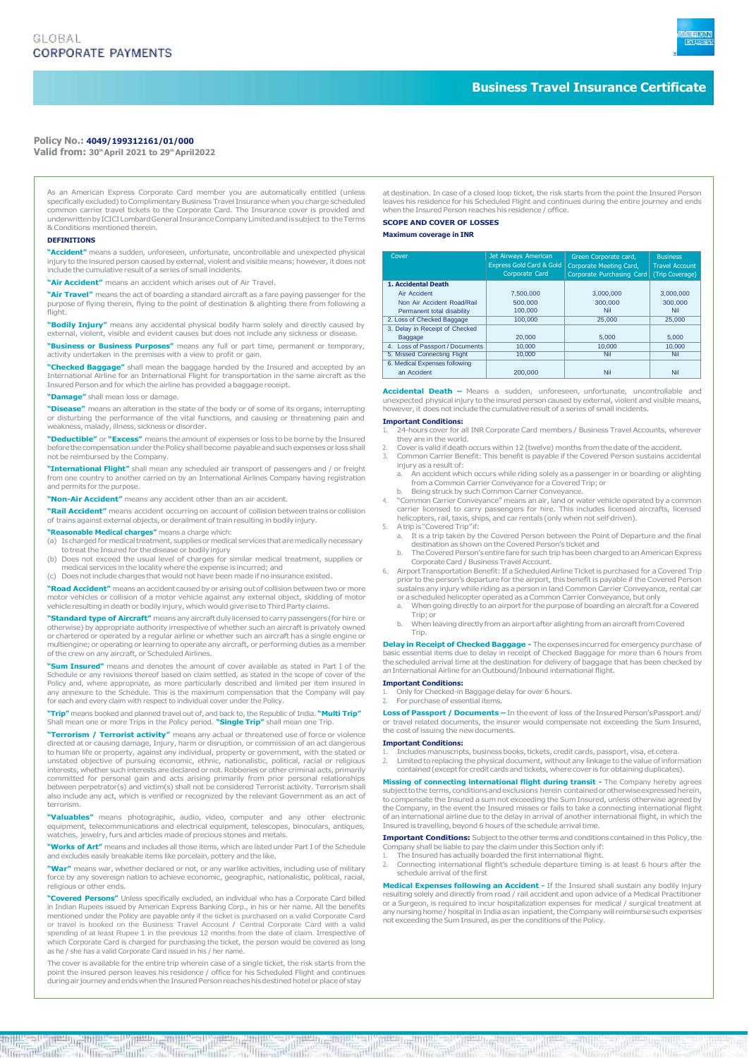GLOBAL CORPORATE PAYMENTS

# Business Travel Insurance Certificate

**Policy No.: 4049/199312161/01/000**
**Valid from: 30th April 2021 to 29th April2022**

As an American Express Corporate Card member you are automatically entitled (unless specifically excluded) to Complimentary Business Travel Insurance when you charge scheduled common carrier travel tickets to the Corporate Card. The Insurance cover is provided and underwritten by ICICI Lombard General Insurance Company Limited and is subject to the Terms & Conditions mentioned therein.

## DEFINITIONS

**"Accident"** means a sudden, unforeseen, unfortunate, uncontrollable and unexpected physical injury to the insured person caused by external, violent and visible means; however, it does not include the cumulative result of a series of small incidents.

**"Air Accident"** means an accident which arises out of Air Travel.

**"Air Travel"** means the act of boarding a standard aircraft as a fare paying passenger for the purpose of flying therein, flying to the point of destination & alighting there from following a flight.

**"Bodily Injury"** means any accidental physical bodily harm solely and directly caused by external, violent, visible and evident causes but does not include any sickness or disease.

**"Business or Business Purposes"** means any full or part time, permanent or temporary, activity undertaken in the premises with a view to profit or gain.

**"Checked Baggage"** shall mean the baggage handed by the Insured and accepted by an International Airline for an International Flight for transportation in the same aircraft as the Insured Person and for which the airline has provided a baggage receipt.

**"Damage"** shall mean loss or damage.

**"Disease"** means an alteration in the state of the body or of some of its organs, interrupting or disturbing the performance of the vital functions, and causing or threatening pain and weakness, malady, illness, sickness or disorder.

**"Deductible"** or **"Excess"** means the amount of expenses or loss to be borne by the Insured before the compensation under the Policy shall become payable and such expenses or loss shall not be reimbursed by the Company.

**"International Flight"** shall mean any scheduled air transport of passengers and / or freight from one country to another carried on by an International Airlines Company having registration and permits for the purpose.

**"Non-Air Accident"** means any accident other than an air accident.

**"Rail Accident"** means accident occurring on account of collision between trains or collision of trains against external objects, or derailment of train resulting in bodily injury.

**"Reasonable Medical charges"** means a charge which:

(a) Is charged for medical treatment, supplies or medical services that are medically necessary to treat the Insured for the disease or bodily injury
(b) Does not exceed the usual level of charges for similar medical treatment, supplies or medical services in the locality where the expense is incurred; and
(c) Does not include charges that would not have been made if no insurance existed.

**"Road Accident"** means an accident caused by or arising out of collision between two or more motor vehicles or collision of a motor vehicle against any external object, skidding of motor vehicle resulting in death or bodily injury, which would give rise to Third Party claims.

**"Standard type of Aircraft"** means any aircraft duly licensed to carry passengers (for hire or otherwise) by appropriate authority irrespective of whether such an aircraft is privately owned or chartered or operated by a regular airline or whether such an aircraft has a single engine or multiengine; or operating or learning to operate any aircraft, or performing duties as a member of the crew on any aircraft, or Scheduled Airlines.

**"Sum Insured"** means and denotes the amount of cover available as stated in Part I of the Schedule or any revisions thereof based on claim settled, as stated in the scope of cover of the Policy and, where appropriate, as more particularly described and limited per item insured in any annexure to the Schedule. This is the maximum compensation that the Company will pay for each and every claim with respect to individual cover under the Policy.

**"Trip"** means booked and planned travel out of, and back to, the Republic of India. **"Multi Trip"** Shall mean one or more Trips in the Policy period. **"Single Trip"** shall mean one Trip.

**"Terrorism / Terrorist activity"** means any actual or threatened use of force or violence directed at or causing damage, Injury, harm or disruption, or commission of an act dangerous to human life or property, against any individual, property or government, with the stated or unstated objective of pursuing economic, ethnic, nationalistic, political, racial or religious interests, whether such interests are declared or not. Robberies or other criminal acts, primarily committed for personal gain and acts arising primarily from prior personal relationships between perpetrator(s) and victim(s) shall not be considered Terrorist activity. Terrorism shall also include any act, which is verified or recognized by the relevant Government as an act of terrorism.

**"Valuables"** means photographic, audio, video, computer and any other electronic equipment, telecommunications and electrical equipment, telescopes, binoculars, antiques, watches, jewelry, furs and articles made of precious stones and metals.

**"Works of Art"** means and includes all those items, which are listed under Part I of the Schedule and excludes easily breakable items like porcelain, pottery and the like.

**"War"** means war, whether declared or not, or any warlike activities, including use of military force by any sovereign nation to achieve economic, geographic, nationalistic, political, racial, religious or other ends.

**"Covered Persons"** Unless specifically excluded, an individual who has a Corporate Card billed in Indian Rupees issued by American Express Banking Corp., in his or her name. All the benefits mentioned under the Policy are payable only if the ticket is purchased on a valid Corporate Card or travel is booked on the Business Travel Account / Central Corporate Card with a valid spending of at least Rupee 1 in the previous 12 months from the date of claim. Irrespective of which Corporate Card is charged for purchasing the ticket, the person would be covered as long as he / she has a valid Corporate Card issued in his / her name.

The cover is available for the entire trip wherein case of a single ticket, the risk starts from the point the insured person leaves his residence / office for his Scheduled Flight and continues during air journey and ends when the Insured Person reaches his destined hotel or place of stay at destination. In case of a closed loop ticket, the risk starts from the point the Insured Person leaves his residence for his Scheduled Flight and continues during the entire journey and ends when the Insured Person reaches his residence / office.

## SCOPE AND COVER OF LOSSES

**Maximum coverage in INR**

| Cover | Jet Airways American Express Gold Card & Gold Corporate Card | Green Corporate card, Corporate Meeting Card, Corporate Purchasing Card | Business Travel Account (Trip Coverage) |
|---|---|---|---|
| **1. Accidental Death** | | | |
| Air Accident | 7,500,000 | 3,000,000 | 3,000,000 |
| Non Air Accident Road/Rail | 500,000 | 300,000 | 300,000 |
| Permanent total disability | 100,000 | Nil | Nil |
| 2. Loss of Checked Baggage | 100,000 | 25,000 | 25,000 |
| 3. Delay in Receipt of Checked Baggage | 20,000 | 5,000 | 5,000 |
| 4. Loss of Passport / Documents | 10,000 | 10,000 | 10,000 |
| 5. Missed Connecting Flight | 10,000 | Nil | Nil |
| 6. Medical Expenses following an Accident | 200,000 | Nil | Nil |

**Accidental Death –** Means a sudden, unforeseen, unfortunate, uncontrollable and unexpected physical injury to the insured person caused by external, violent and visible means, however, it does not include the cumulative result of a series of small incidents.

**Important Conditions:**

1. 24-hours cover for all INR Corporate Card members / Business Travel Accounts, wherever they are in the world.
2. Cover is valid if death occurs within 12 (twelve) months from the date of the accident.
3. Common Carrier Benefit: This benefit is payable if the Covered Person sustains accidental injury as a result of:
   a. An accident which occurs while riding solely as a passenger in or boarding or alighting from a Common Carrier Conveyance for a Covered Trip; or
   b. Being struck by such Common Carrier Conveyance.
4. "Common Carrier Conveyance" means an air, land or water vehicle operated by a common carrier licensed to carry passengers for hire. This includes licensed aircrafts, licensed helicopters, rail, taxis, ships, and car rentals (only when not self-driven).
5. A trip is "Covered Trip" if:
   a. It is a trip taken by the Covered Person between the Point of Departure and the final destination as shown on the Covered Person's ticket and
   b. The Covered Person's entire fare for such trip has been charged to an American Express Corporate Card / Business Travel Account.
6. Airport Transportation Benefit: If a Scheduled Airline Ticket is purchased for a Covered Trip prior to the person's departure for the airport, this benefit is payable if the Covered Person sustains any injury while riding as a person in land Common Carrier Conveyance, rental car or a scheduled helicopter operated as a Common Carrier Conveyance, but only
   a. When going directly to an airport for the purpose of boarding an aircraft for a Covered Trip; or
   b. When leaving directly from an airport after alighting from an aircraft from Covered Trip.

**Delay in Receipt of Checked Baggage -** The expenses incurred for emergency purchase of basic essential items due to delay in receipt of Checked Baggage for more than 6 hours from the scheduled arrival time at the destination for delivery of baggage that has been checked by an International Airline for an Outbound/Inbound international flight.

**Important Conditions:**

1. Only for Checked-in Baggage delay for over 6 hours.
2. For purchase of essential items.

**Loss of Passport / Documents –** In the event of loss of the Insured Person's Passport and/ or travel related documents, the insurer would compensate not exceeding the Sum Insured, the cost of issuing the new documents.

**Important Conditions:**

1. Includes manuscripts, business books, tickets, credit cards, passport, visa, et cetera.
2. Limited to replacing the physical document, without any linkage to the value of information contained (except for credit cards and tickets, where cover is for obtaining duplicates).

**Missing of connecting international flight during transit -** The Company hereby agrees subject to the terms, conditions and exclusions herein contained or otherwise expressed herein, to compensate the Insured a sum not exceeding the Sum Insured, unless otherwise agreed by the Company, in the event the Insured misses or fails to take a connecting international flight of an international airline due to the delay in arrival of another international flight, in which the Insured is travelling, beyond 6 hours of the schedule arrival time.

**Important Conditions:** Subject to the other terms and conditions contained in this Policy, the Company shall be liable to pay the claim under this Section only if:

1. The Insured has actually boarded the first international flight.
2. Connecting international flight's schedule departure timing is at least 6 hours after the schedule arrival of the first

**Medical Expenses following an Accident -** If the Insured shall sustain any bodily injury resulting solely and directly from road / rail accident and upon advice of a Medical Practitioner or a Surgeon, is required to incur hospitalization expenses for medical / surgical treatment at any nursing home / hospital in India as an inpatient, the Company will reimburse such expenses not exceeding the Sum Insured, as per the conditions of the Policy.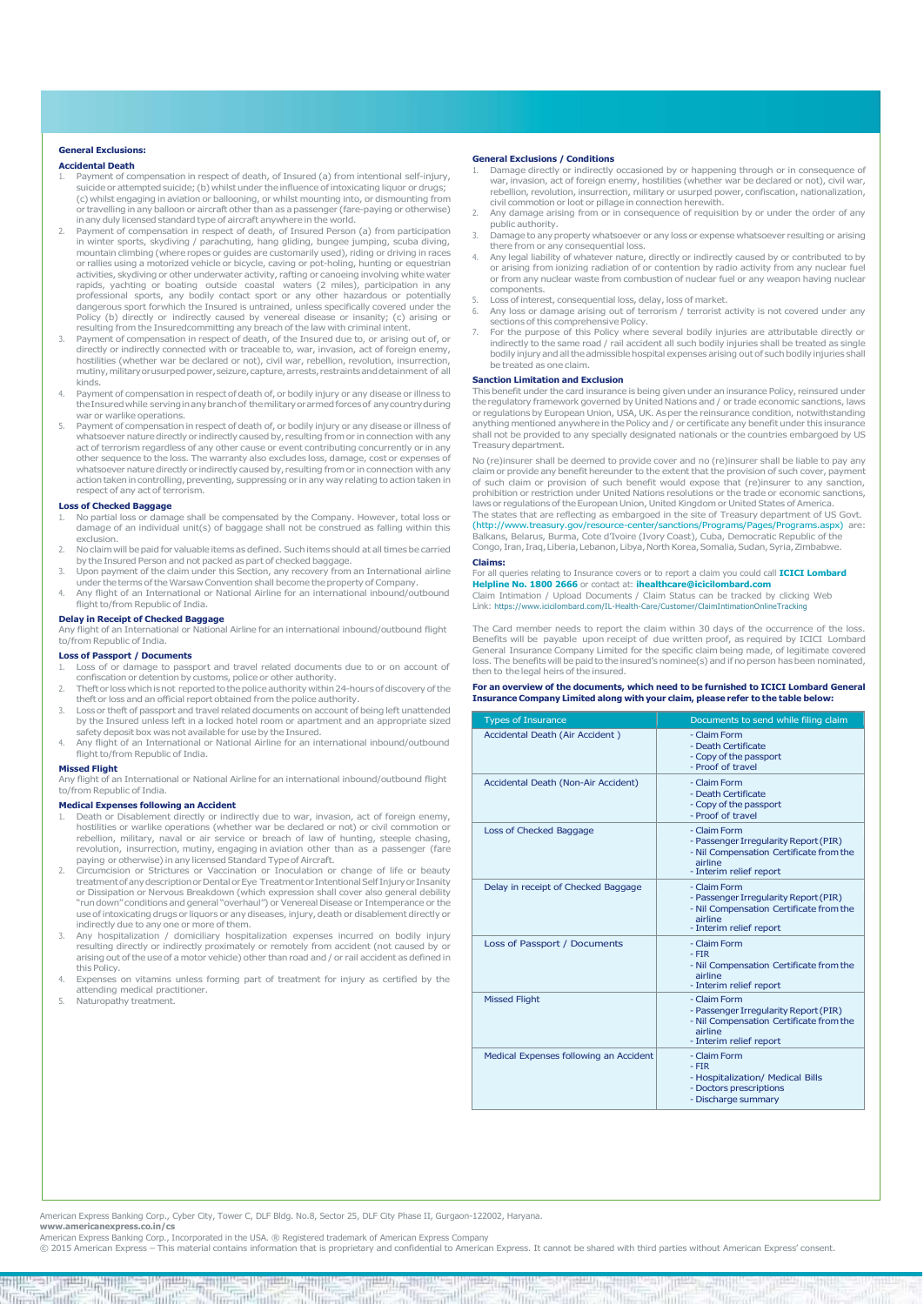## General Exclusions:

### Accidental Death

1. Payment of compensation in respect of death, of Insured (a) from intentional self-injury, suicide or attempted suicide; (b) whilst under the influence of intoxicating liquor or drugs; (c) whilst engaging in aviation or ballooning, or whilst mounting into, or dismounting from or travelling in any balloon or aircraft other than as a passenger (fare-paying or otherwise) in any duly licensed standard type of aircraft anywhere in the world.
2. Payment of compensation in respect of death, of Insured Person (a) from participation in winter sports, skydiving / parachuting, hang gliding, bungee jumping, scuba diving, mountain climbing (where ropes or guides are customarily used), riding or driving in races or rallies using a motorized vehicle or bicycle, caving or pot-holing, hunting or equestrian activities, skydiving or other underwater activity, rafting or canoeing involving white water rapids, yachting or boating outside coastal waters (2 miles), participation in any professional sports, any bodily contact sport or any other hazardous or potentially dangerous sport forwhich the Insured is untrained, unless specifically covered under the Policy (b) directly or indirectly caused by venereal disease or insanity; (c) arising or resulting from the Insuredcommitting any breach of the law with criminal intent.
3. Payment of compensation in respect of death, of the Insured due to, or arising out of, or directly or indirectly connected with or traceable to, war, invasion, act of foreign enemy, hostilities (whether war be declared or not), civil war, rebellion, revolution, insurrection, mutiny, military or usurped power, seizure, capture, arrests, restraints and detainment of all kinds.
4. Payment of compensation in respect of death of, or bodily injury or any disease or illness to the Insured while serving in any branch of the military or armed forces of any country during war or warlike operations.
5. Payment of compensation in respect of death of, or bodily injury or any disease or illness of whatsoever nature directly or indirectly caused by, resulting from or in connection with any act of terrorism regardless of any other cause or event contributing concurrently or in any other sequence to the loss. The warranty also excludes loss, damage, cost or expenses of whatsoever nature directly or indirectly caused by, resulting from or in connection with any action taken in controlling, preventing, suppressing or in any way relating to action taken in respect of any act of terrorism.

### Loss of Checked Baggage

1. No partial loss or damage shall be compensated by the Company. However, total loss or damage of an individual unit(s) of baggage shall not be construed as falling within this exclusion.
2. No claim will be paid for valuable items as defined. Such items should at all times be carried by the Insured Person and not packed as part of checked baggage.
3. Upon payment of the claim under this Section, any recovery from an International airline under the terms of the Warsaw Convention shall become the property of Company.
4. Any flight of an International or National Airline for an international inbound/outbound flight to/from Republic of India.

### Delay in Receipt of Checked Baggage

Any flight of an International or National Airline for an international inbound/outbound flight to/from Republic of India.

### Loss of Passport / Documents

1. Loss of or damage to passport and travel related documents due to or on account of confiscation or detention by customs, police or other authority.
2. Theft or loss which is not reported to the police authority within 24-hours of discovery of the theft or loss and an official report obtained from the police authority.
3. Loss or theft of passport and travel related documents on account of being left unattended by the Insured unless left in a locked hotel room or apartment and an appropriate sized safety deposit box was not available for use by the Insured.
4. Any flight of an International or National Airline for an international inbound/outbound flight to/from Republic of India.

### Missed Flight

Any flight of an International or National Airline for an international inbound/outbound flight to/from Republic of India.

### Medical Expenses following an Accident

1. Death or Disablement directly or indirectly due to war, invasion, act of foreign enemy, hostilities or warlike operations (whether war be declared or not) or civil commotion or rebellion, military, naval or air service or breach of law of hunting, steeple chasing, revolution, insurrection, mutiny, engaging in aviation other than as a passenger (fare paying or otherwise) in any licensed Standard Type of Aircraft.
2. Circumcision or Strictures or Vaccination or Inoculation or change of life or beauty treatment of any description or Dental or Eye Treatment or Intentional Self Injury or Insanity or Dissipation or Nervous Breakdown (which expression shall cover also general debility "run down" conditions and general "overhaul") or Venereal Disease or Intemperance or the use of intoxicating drugs or liquors or any diseases, injury, death or disablement directly or indirectly due to any one or more of them.
3. Any hospitalization / domiciliary hospitalization expenses incurred on bodily injury resulting directly or indirectly proximately or remotely from accident (not caused by or arising out of the use of a motor vehicle) other than road and / or rail accident as defined in this Policy.
4. Expenses on vitamins unless forming part of treatment for injury as certified by the attending medical practitioner.
5. Naturopathy treatment.

## General Exclusions / Conditions

1. Damage directly or indirectly occasioned by or happening through or in consequence of war, invasion, act of foreign enemy, hostilities (whether war be declared or not), civil war, rebellion, revolution, insurrection, military or usurped power, confiscation, nationalization, civil commotion or loot or pillage in connection herewith.
2. Any damage arising from or in consequence of requisition by or under the order of any public authority.
3. Damage to any property whatsoever or any loss or expense whatsoever resulting or arising there from or any consequential loss.
4. Any legal liability of whatever nature, directly or indirectly caused by or contributed to by or arising from ionizing radiation of or contention by radio activity from any nuclear fuel or from any nuclear waste from combustion of nuclear fuel or any weapon having nuclear components.
5. Loss of interest, consequential loss, delay, loss of market.
6. Any loss or damage arising out of terrorism / terrorist activity is not covered under any sections of this comprehensive Policy.
7. For the purpose of this Policy where several bodily injuries are attributable directly or indirectly to the same road / rail accident all such bodily injuries shall be treated as single bodily injury and all the admissible hospital expenses arising out of such bodily injuries shall be treated as one claim.

### Sanction Limitation and Exclusion

This benefit under the card insurance is being given under an insurance Policy, reinsured under the regulatory framework governed by United Nations and / or trade economic sanctions, laws or regulations by European Union, USA, UK. As per the reinsurance condition, notwithstanding anything mentioned anywhere in the Policy and / or certificate any benefit under this insurance shall not be provided to any specially designated nationals or the countries embargoed by US Treasury department.

No (re)insurer shall be deemed to provide cover and no (re)insurer shall be liable to pay any claim or provide any benefit hereunder to the extent that the provision of such cover, payment of such claim or provision of such benefit would expose that (re)insurer to any sanction, prohibition or restriction under United Nations resolutions or the trade or economic sanctions, laws or regulations of the European Union, United Kingdom or United States of America.
The states that are reflecting as embargoed in the site of Treasury department of US Govt. (http://www.treasury.gov/resource-center/sanctions/Programs/Pages/Programs.aspx) are: Balkans, Belarus, Burma, Cote d'Ivoire (Ivory Coast), Cuba, Democratic Republic of the Congo, Iran, Iraq, Liberia, Lebanon, Libya, North Korea, Somalia, Sudan, Syria, Zimbabwe.

### Claims:

For all queries relating to Insurance covers or to report a claim you could call **ICICI Lombard Helpline No. 1800 2666** or contact at: **ihealthcare@icicilombard.com**
Claim Intimation / Upload Documents / Claim Status can be tracked by clicking Web Link: https://www.icicilombard.com/IL-Health-Care/Customer/ClaimIntimationOnlineTracking

The Card member needs to report the claim within 30 days of the occurrence of the loss. Benefits will be payable upon receipt of due written proof, as required by ICICI Lombard General Insurance Company Limited for the specific claim being made, of legitimate covered loss. The benefits will be paid to the insured's nominee(s) and if no person has been nominated, then to the legal heirs of the insured.

**For an overview of the documents, which need to be furnished to ICICI Lombard General Insurance Company Limited along with your claim, please refer to the table below:**

| Types of Insurance | Documents to send while filing claim |
|---|---|
| Accidental Death (Air Accident ) | - Claim Form<br>- Death Certificate<br>- Copy of the passport<br>- Proof of travel |
| Accidental Death (Non-Air Accident) | - Claim Form<br>- Death Certificate<br>- Copy of the passport<br>- Proof of travel |
| Loss of Checked Baggage | - Claim Form<br>- Passenger Irregularity Report (PIR)<br>- Nil Compensation Certificate from the airline<br>- Interim relief report |
| Delay in receipt of Checked Baggage | - Claim Form<br>- Passenger Irregularity Report (PIR)<br>- Nil Compensation Certificate from the airline<br>- Interim relief report |
| Loss of Passport / Documents | - Claim Form<br>- FIR<br>- Nil Compensation Certificate from the airline<br>- Interim relief report |
| Missed Flight | - Claim Form<br>- Passenger Irregularity Report (PIR)<br>- Nil Compensation Certificate from the airline<br>- Interim relief report |
| Medical Expenses following an Accident | - Claim Form<br>- FIR<br>- Hospitalization/ Medical Bills<br>- Doctors prescriptions<br>- Discharge summary |

American Express Banking Corp., Cyber City, Tower C, DLF Bldg. No.8, Sector 25, DLF City Phase II, Gurgaon-122002, Haryana.
**www.americanexpress.co.in/cs**
American Express Banking Corp., Incorporated in the USA. ® Registered trademark of American Express Company
© 2015 American Express – This material contains information that is proprietary and confidential to American Express. It cannot be shared with third parties without American Express' consent.